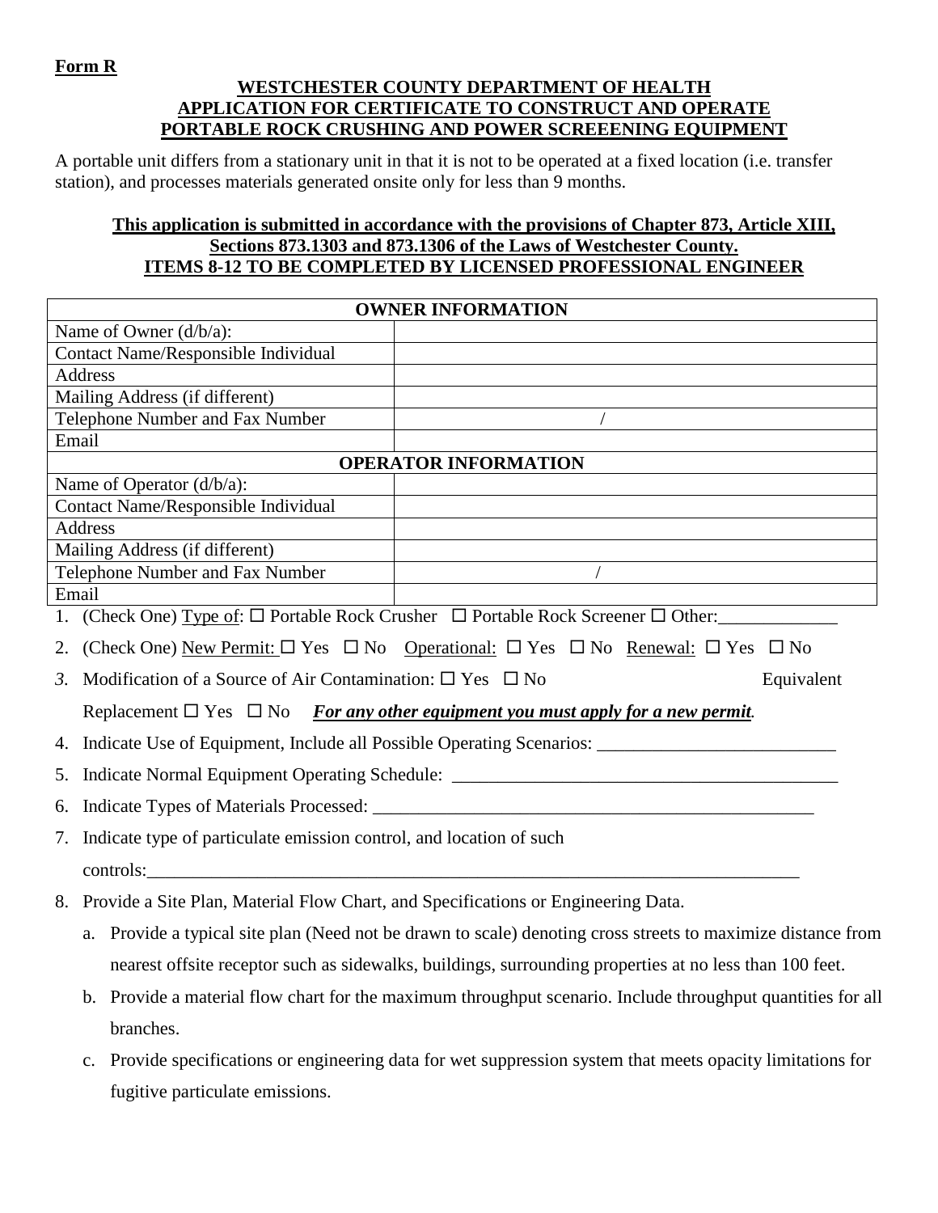**Form R**

**WESTCHESTER COUNTY DEPARTMENT OF HEALTH**
**APPLICATION FOR CERTIFICATE TO CONSTRUCT AND OPERATE**
**PORTABLE ROCK CRUSHING AND POWER SCREEENING EQUIPMENT**

A portable unit differs from a stationary unit in that it is not to be operated at a fixed location (i.e. transfer station), and processes materials generated onsite only for less than 9 months.

**This application is submitted in accordance with the provisions of Chapter 873, Article XIII, Sections 873.1303 and 873.1306 of the Laws of Westchester County.**
**ITEMS 8-12 TO BE COMPLETED BY LICENSED PROFESSIONAL ENGINEER**

| **OWNER INFORMATION** | |
|---|---|
| Name of Owner (d/b/a): | |
| Contact Name/Responsible Individual | |
| Address | |
| Mailing Address (if different) | |
| Telephone Number and Fax Number | / |
| Email | |
| **OPERATOR INFORMATION** | |
| Name of Operator (d/b/a): | |
| Contact Name/Responsible Individual | |
| Address | |
| Mailing Address (if different) | |
| Telephone Number and Fax Number | / |
| Email | |

1. (Check One) Type of: ☐ Portable Rock Crusher ☐ Portable Rock Screener ☐ Other:_____________
2. (Check One) New Permit: ☐ Yes ☐ No Operational: ☐ Yes ☐ No Renewal: ☐ Yes ☐ No
3. Modification of a Source of Air Contamination: ☐ Yes ☐ No Equivalent Replacement ☐ Yes ☐ No ***For any other equipment you must apply for a new permit.***
4. Indicate Use of Equipment, Include all Possible Operating Scenarios: __________________________
5. Indicate Normal Equipment Operating Schedule: __________________________________________
6. Indicate Types of Materials Processed: _________________________________________________
7. Indicate type of particulate emission control, and location of such controls:___________________________________________________________________________
8. Provide a Site Plan, Material Flow Chart, and Specifications or Engineering Data.
   a. Provide a typical site plan (Need not be drawn to scale) denoting cross streets to maximize distance from nearest offsite receptor such as sidewalks, buildings, surrounding properties at no less than 100 feet.
   b. Provide a material flow chart for the maximum throughput scenario. Include throughput quantities for all branches.
   c. Provide specifications or engineering data for wet suppression system that meets opacity limitations for fugitive particulate emissions.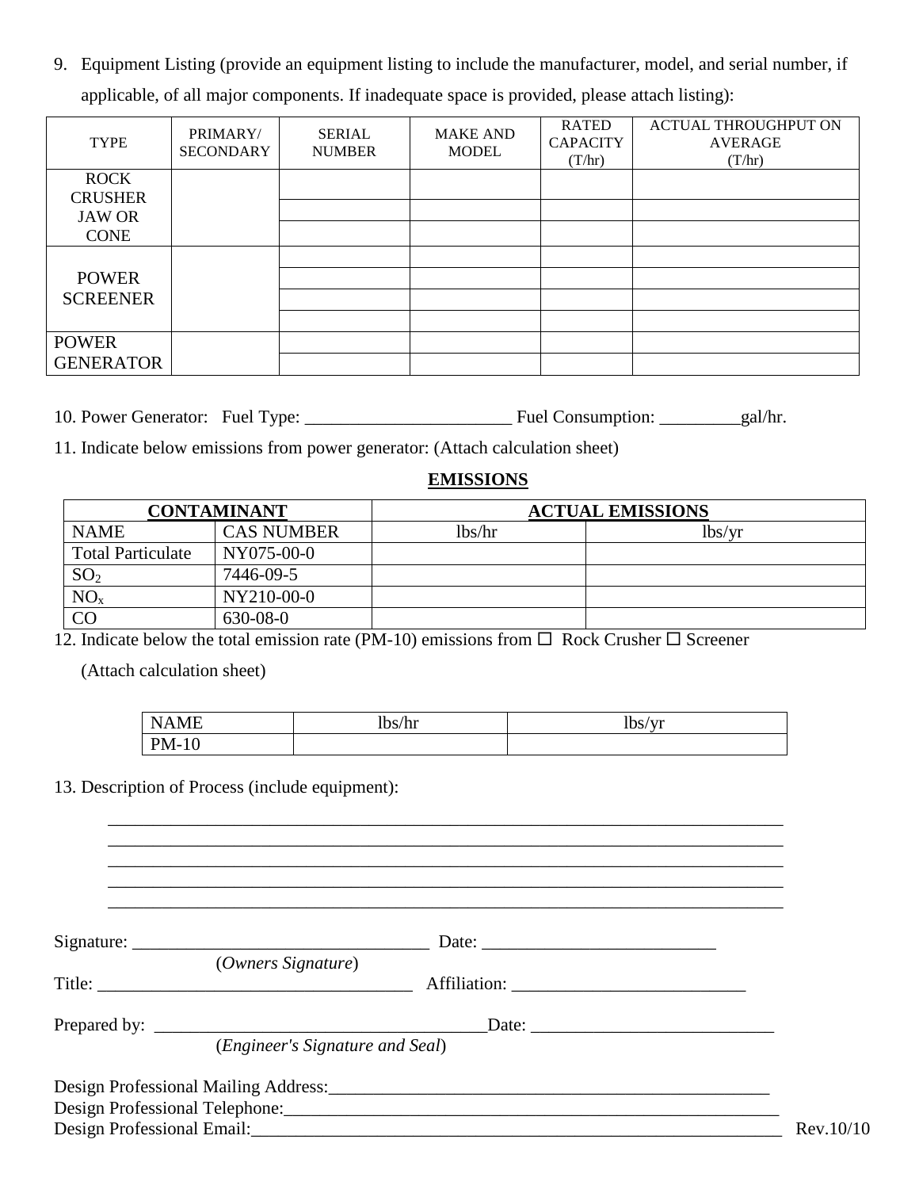9. Equipment Listing (provide an equipment listing to include the manufacturer, model, and serial number, if applicable, of all major components. If inadequate space is provided, please attach listing):

| TYPE | PRIMARY/ SECONDARY | SERIAL NUMBER | MAKE AND MODEL | RATED CAPACITY (T/hr) | ACTUAL THROUGHPUT ON AVERAGE (T/hr) |
|---|---|---|---|---|---|
| ROCK CRUSHER JAW OR CONE | | | | | |
| | | | | | |
| | | | | | |
| POWER SCREENER | | | | | |
| | | | | | |
| | | | | | |
| | | | | | |
| POWER GENERATOR | | | | | |
| | | | | | |

10. Power Generator: Fuel Type: _______________________ Fuel Consumption: _________gal/hr.

11. Indicate below emissions from power generator: (Attach calculation sheet)

**EMISSIONS**

| CONTAMINANT | | ACTUAL EMISSIONS | |
|---|---|---|---|
| NAME | CAS NUMBER | lbs/hr | lbs/yr |
| Total Particulate | NY075-00-0 | | |
| $SO_2$ | 7446-09-5 | | |
| $NO_x$ | NY210-00-0 | | |
| CO | 630-08-0 | | |

12. Indicate below the total emission rate (PM-10) emissions from ☐ Rock Crusher ☐ Screener

(Attach calculation sheet)

| NAME | lbs/hr | lbs/yr |
|---|---|---|
| PM-10 | | |

13. Description of Process (include equipment):

_____________________________________________________________________________
_____________________________________________________________________________
_____________________________________________________________________________
_____________________________________________________________________________
_____________________________________________________________________________

Signature: _________________________________ Date: __________________________
(*Owners Signature*)

Title: ___________________________________ Affiliation: __________________________

Prepared by: _____________________________________Date: ___________________________
(*Engineer's Signature and Seal*)

Design Professional Mailing Address:_________________________________________________

Design Professional Telephone:______________________________________________________

Design Professional Email:_________________________________________________________ Rev.10/10